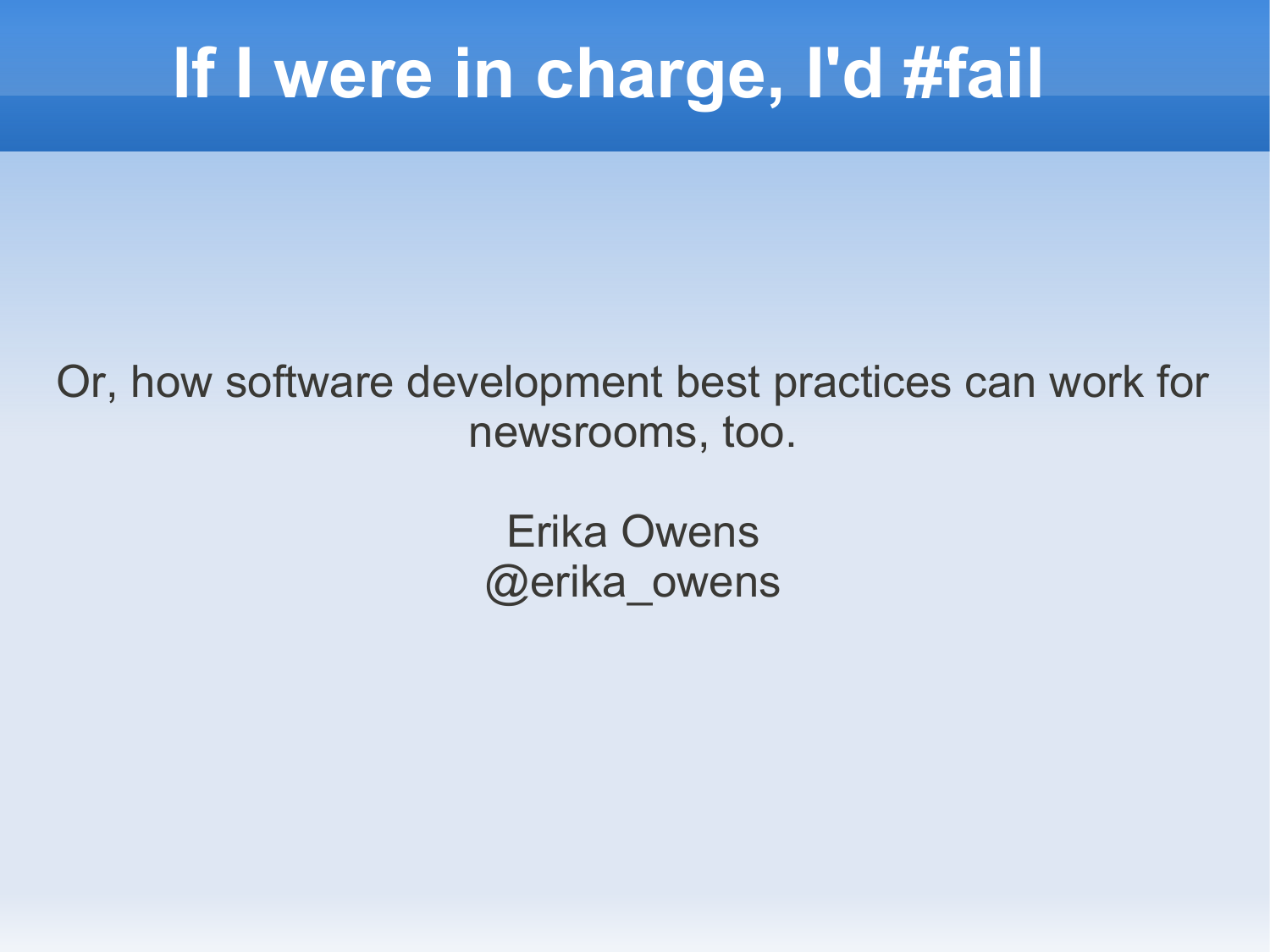# If I were in charge, I'd #fail

Or, how software development best practices can work for newsrooms, too.

Erika Owens
@erika_owens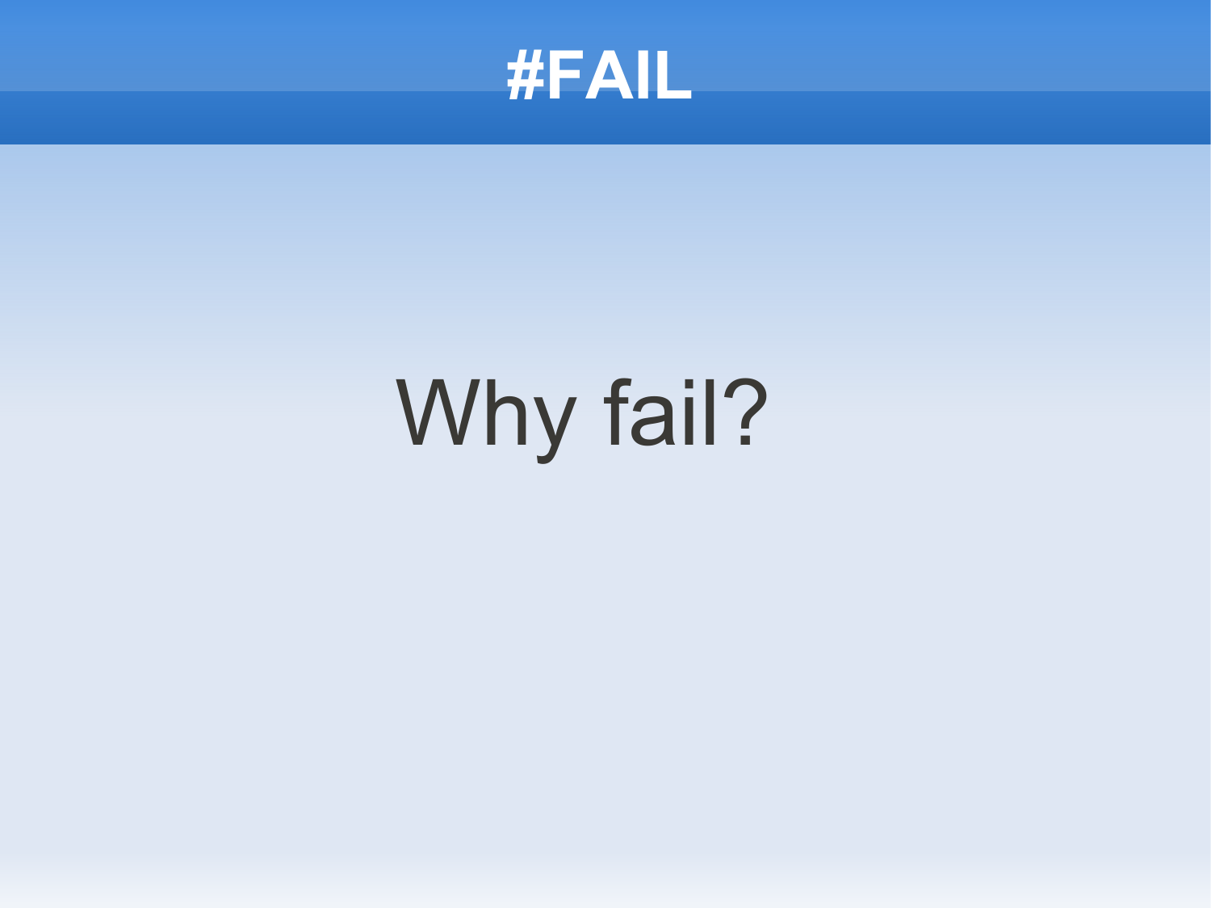# #FAIL

Why fail?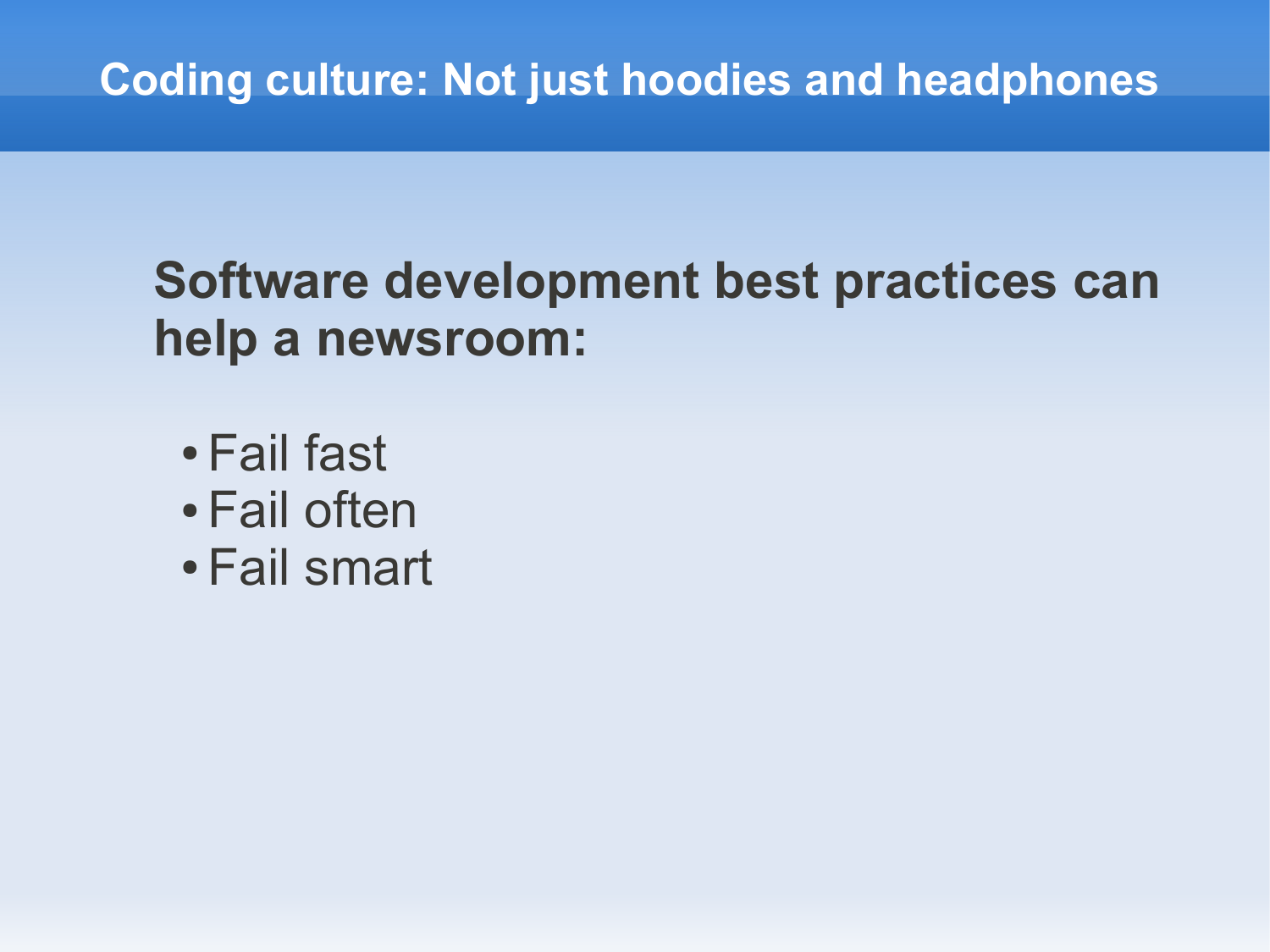# Coding culture: Not just hoodies and headphones

**Software development best practices can help a newsroom:**

- Fail fast
- Fail often
- Fail smart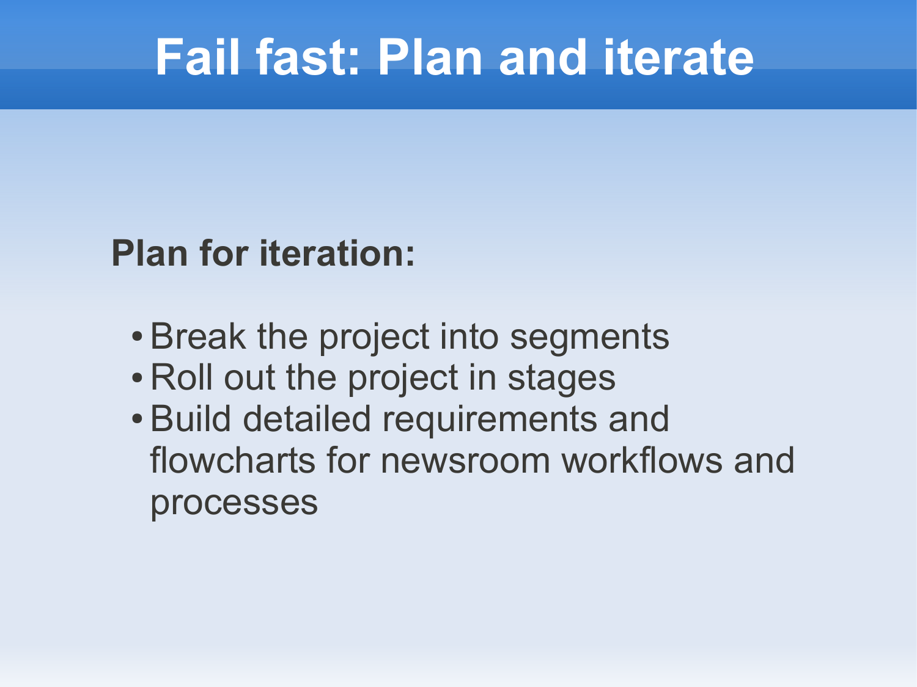# Fail fast: Plan and iterate

**Plan for iteration:**

- Break the project into segments
- Roll out the project in stages
- Build detailed requirements and flowcharts for newsroom workflows and processes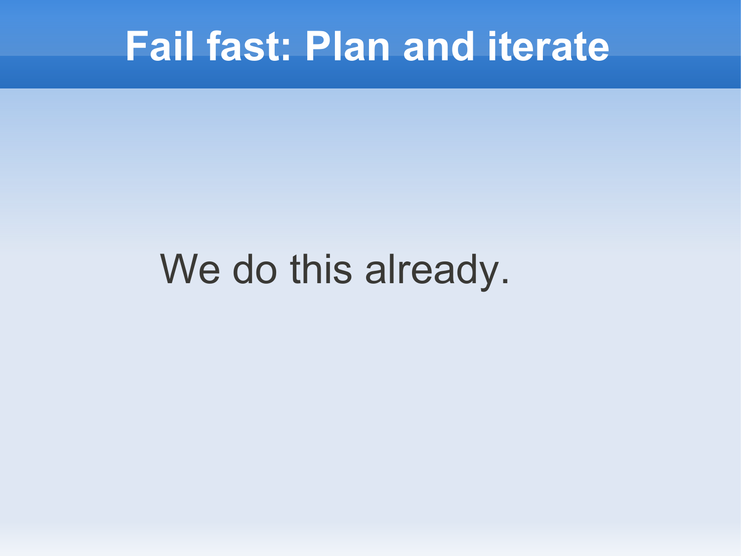# Fail fast: Plan and iterate

We do this already.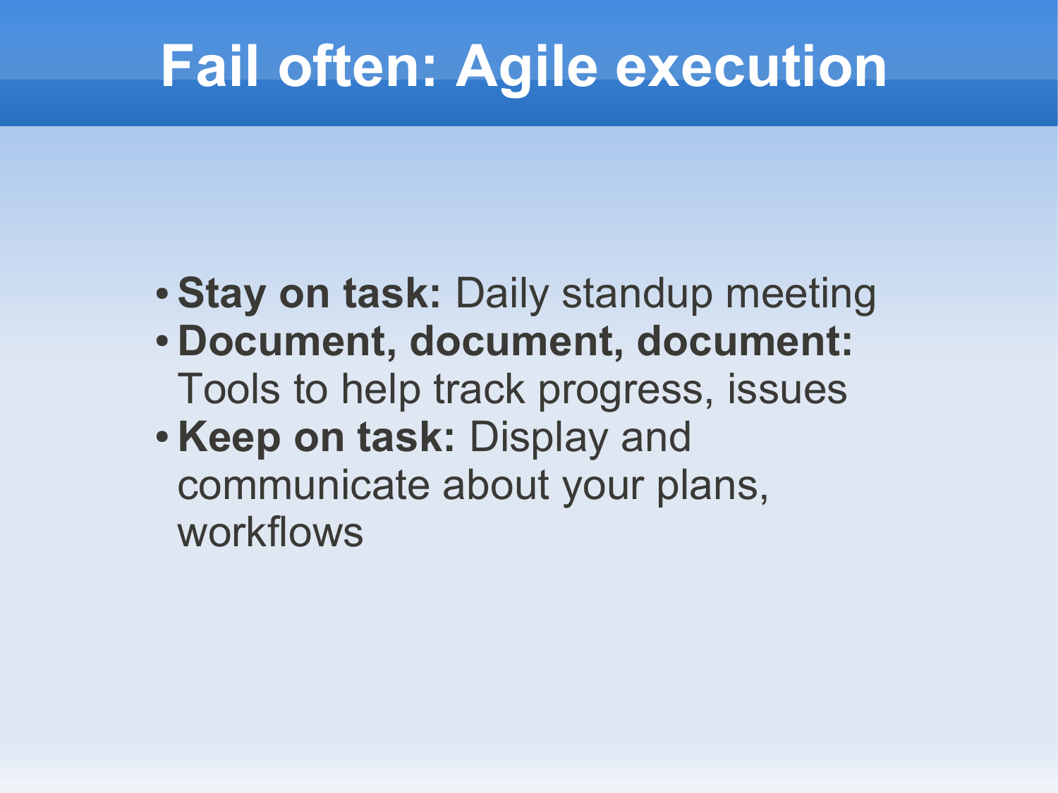# Fail often: Agile execution

- **Stay on task:** Daily standup meeting
- **Document, document, document:** Tools to help track progress, issues
- **Keep on task:** Display and communicate about your plans, workflows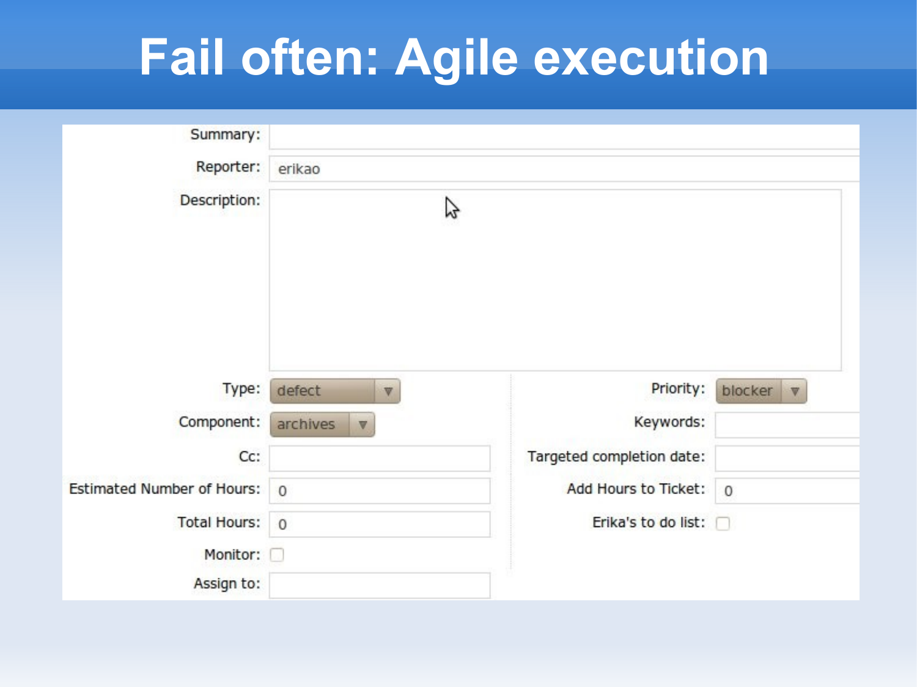# Fail often: Agile execution

Summary:

Reporter: erikao

Description:

| | | | |
|---|---|---|---|
| Type: | defect | Priority: | blocker |
| Component: | archives | Keywords: | |
| Cc: | | Targeted completion date: | |
| Estimated Number of Hours: | 0 | Add Hours to Ticket: | 0 |
| Total Hours: | 0 | Erika's to do list: | ☐ |
| Monitor: | ☐ | | |
| Assign to: | | | |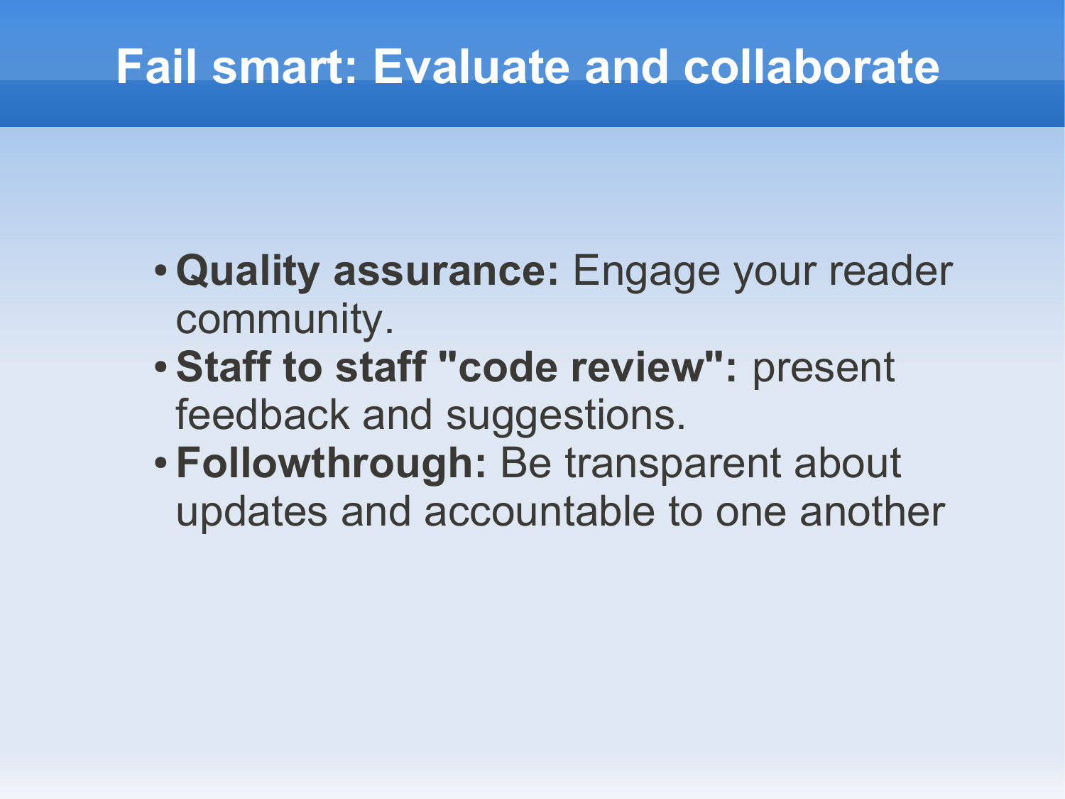# Fail smart: Evaluate and collaborate

- **Quality assurance:** Engage your reader community.
- **Staff to staff "code review":** present feedback and suggestions.
- **Followthrough:** Be transparent about updates and accountable to one another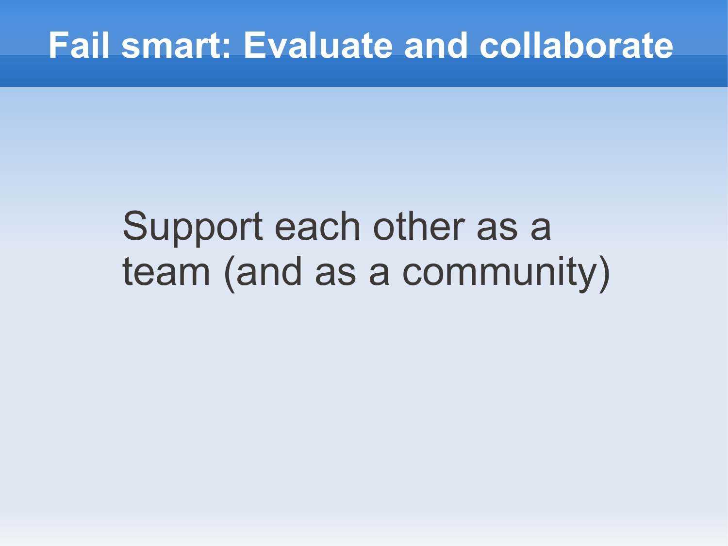# Fail smart: Evaluate and collaborate

Support each other as a team (and as a community)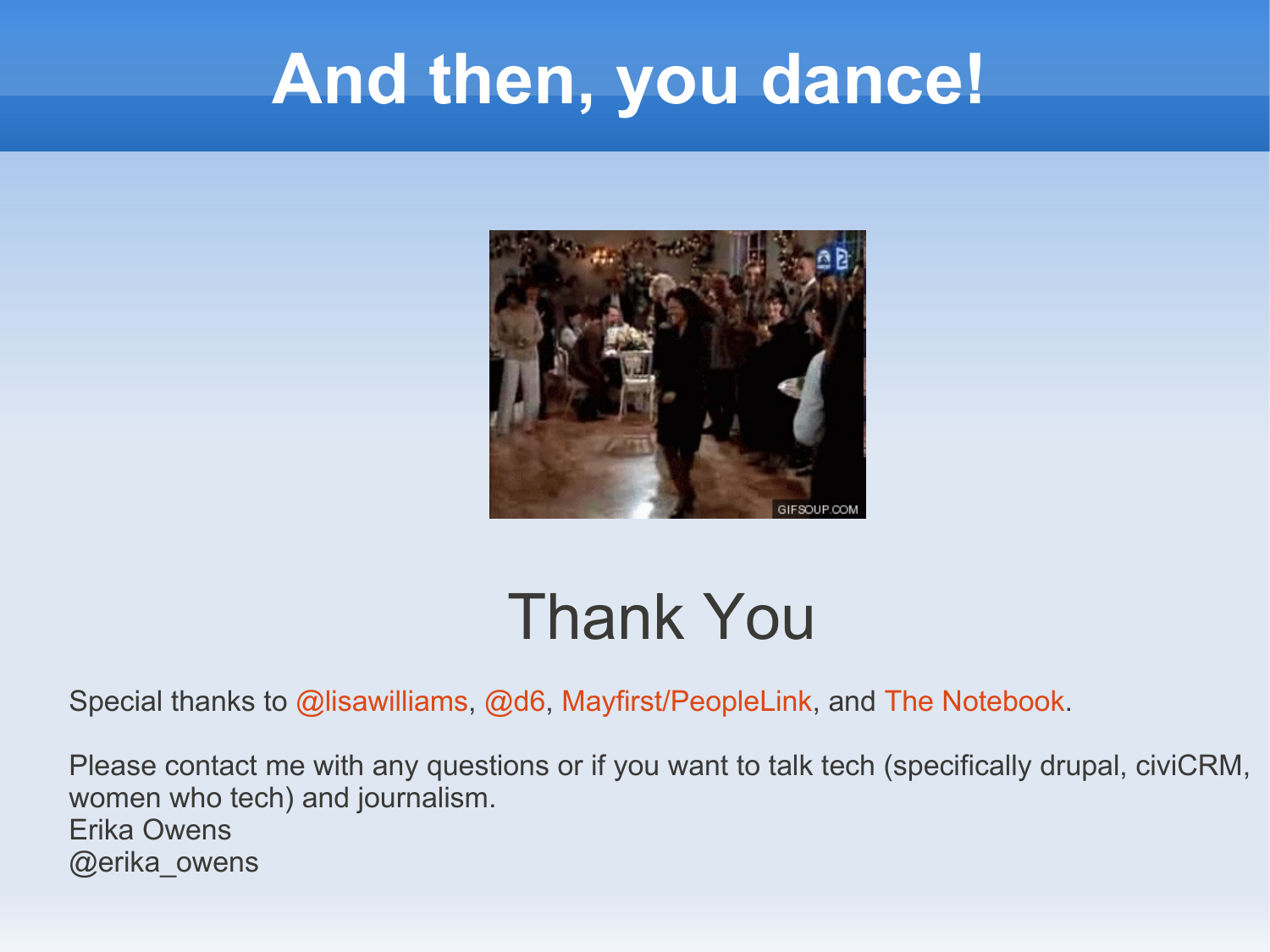# And then, you dance!

## Thank You

Special thanks to @lisawilliams, @d6, Mayfirst/PeopleLink, and The Notebook.

Please contact me with any questions or if you want to talk tech (specifically drupal, civiCRM, women who tech) and journalism.
Erika Owens
@erika_owens